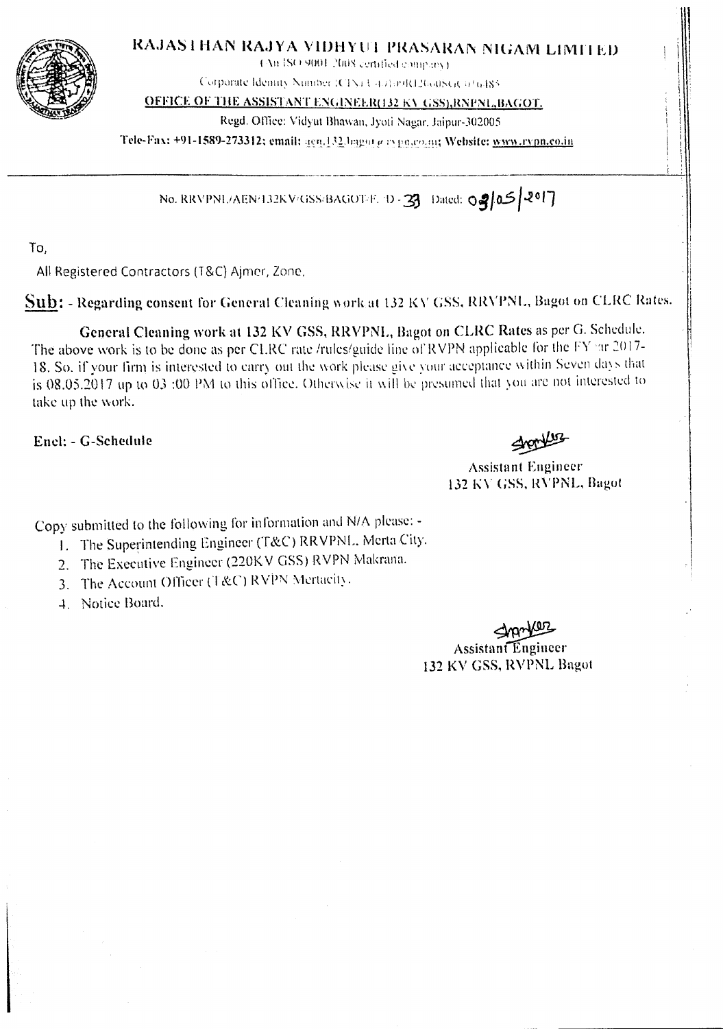# RAJASTHAN RAJYA VIDHYUT PRASARAN NIGAM LIMITED

(An ISO 9001:2008 certified company)

Corporate Identity Number (CIN) U40109RJ2000SGC016485

**OFFICE OF THE ASSISTANT ENGINEER(132 KV GSS),RNPNL,BAGOT.**

Regd. Office: Vidyut Bhawan, Jyoti Nagar, Jaipur-302005

**Tele-Fax: +91-1589-273312; email: aen.132.bagot@rvpn.co.in; Website: www.rvpn.co.in**

No. RRVPNL/AEN/132KV/GSS/BAGOT/F. /D - 33 Dated: 03/05/2017

To,

All Registered Contractors (T&C) Ajmer, Zone.

**Sub: - Regarding consent for General Cleaning work at 132 KV GSS, RRVPNL, Bagot on CLRC Rates.**

**General Cleaning work at 132 KV GSS, RRVPNL, Bagot on CLRC Rates** as per G. Schedule. The above work is to be done as per CLRC rate /rules/guide line of RVPN applicable for the FY ar 2017-18. So. if your firm is interested to carry out the work please give your acceptance within Seven days that is 08.05.2017 up to 03 :00 PM to this office. Otherwise it will be presumed that you are not interested to take up the work.

**Encl: - G-Schedule**

Assistant Engineer
132 KV GSS, RVPNL, Bagot

Copy submitted to the following for information and N/A please: -

1. The Superintending Engineer (T&C) RRVPNL, Merta City.
2. The Executive Engineer (220KV GSS) RVPN Makrana.
3. The Account Officer (T&C) RVPN Mertacity.
4. Notice Board.

Assistant Engineer
132 KV GSS, RVPNL Bagot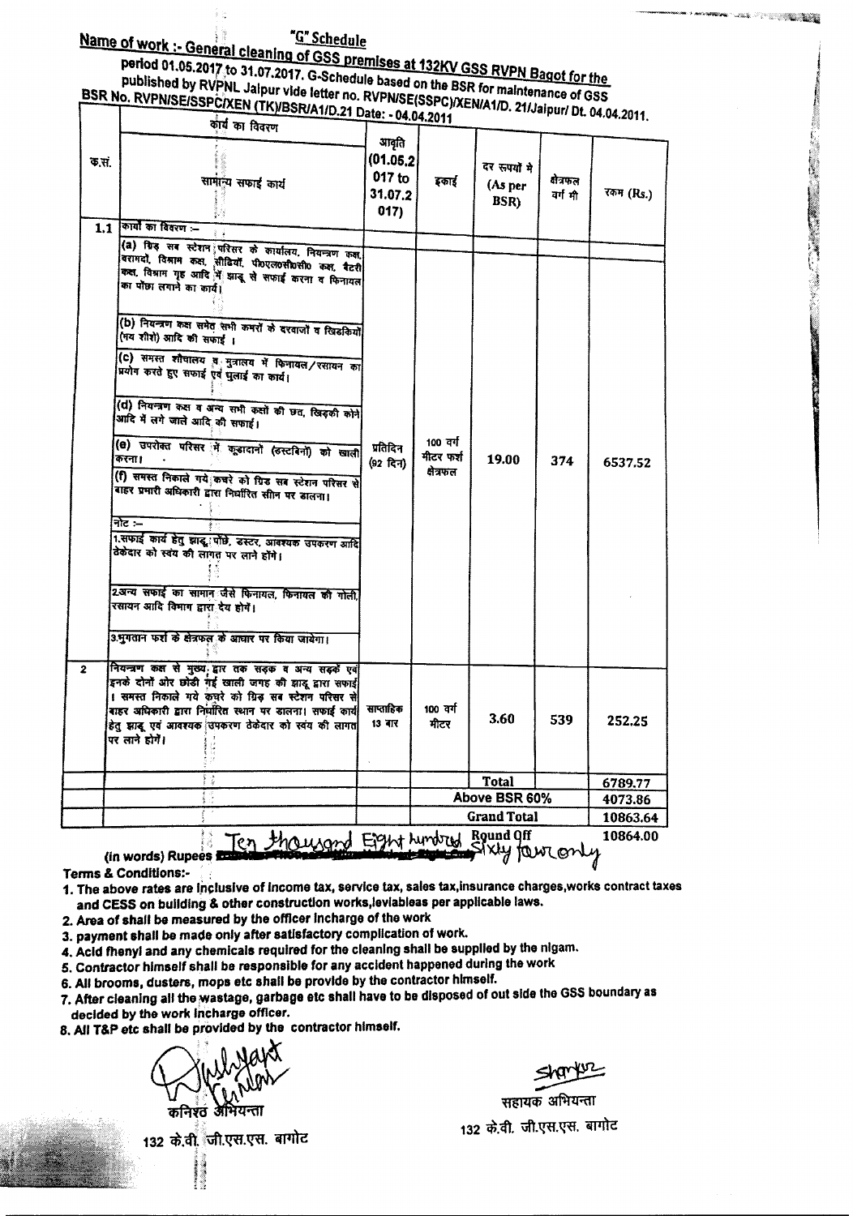# "G" Schedule

**Name of work :- General cleaning of GSS premises at 132KV GSS RVPN Bagot for the period 01.05.2017 to 31.07.2017. G-Schedule based on the BSR for maintenance of GSS published by RVPNL Jalpur vide letter no. RVPN/SE(SSPC)/XEN/A1/D. 21/Jaipur/ Dt. 04.04.2011. BSR No. RVPN/SE/SSPC/XEN (TK)/BSR/A1/D.21 Date: - 04.04.2011**

| क.सं. | कार्य का विवरण<br>सामान्य सफाई कार्य | आवृति (01.05.2017 to 31.07.2017) | इकाई | दर रूपयों में (As per BSR) | क्षेत्रफल वर्ग मी | रकम (Rs.) |
|---|---|---|---|---|---|---|
| 1.1 | कार्यो का विवरण :- | | | | | |
| | (a) ग्रिड सब स्टेशन परिसर के कार्यालय, नियन्त्रण कक्ष, बरामदों, विश्राम कक्ष, सीढियाँ, पी0एल0सी0सी0 कक्ष, बैटरी कक्ष, विश्राम गृह आदि में झाडू से सफाई करना व फिनायल का पौंछा लगाने का कार्य। | | | | | |
| | (b) नियन्त्रण कक्ष समेत सभी कमरों के दरवाजों व खिडकियों (मय शीशे) आदि की सफाई । | | | | | |
| | (c) समस्त शौचालय व मुत्रालय में फिनायल/रसायन का प्रयोग करते हुए सफाई एवं धुलाई का कार्य। | | | | | |
| | (d) नियन्त्रण कक्ष व अन्य सभी कक्षों की छत, खिड़की कोने आदि में लगे जाले आदि की सफाई। | | | | | |
| | (e) उपरोक्त परिसर में कूड़ादानों (डस्टबिनों) को खाली करना। | प्रतिदिन (92 दिन) | 100 वर्ग मीटर फर्श क्षेत्रफल | 19.00 | 374 | 6537.52 |
| | (f) समस्त निकाले गये कचरे को ग्रिड सब स्टेशन परिसर से बाहर प्रभारी अधिकारी द्वारा निर्धारित सीन पर डालना। | | | | | |
| | नोट :- | | | | | |
| | 1.सफाई कार्य हेतु झाडू, पौंछे, डस्टर, आवश्यक उपकरण आदि ठेकेदार को स्वंय की लागत पर लाने होंगे। | | | | | |
| | 2.अन्य सफाई का सामान जैसे फिनायल, फिनायल की गोली, रसायन आदि विभाग द्वारा देय होगें। | | | | | |
| | 3.भुगतान फर्श के क्षेत्रफल के आधार पर किया जायेगा। | | | | | |
| 2 | नियन्त्रण कक्ष से मुख्य द्वार तक सड़क व अन्य सड़के एवं इनके दोनों ओर छोडी गई खाली जगह की झाडू द्वारा सफाई । समस्त निकाले गये कचरे को ग्रिड सब स्टेशन परिसर से बाहर अधिकारी द्वारा निर्धारित स्थान पर डालना। सफाई कार्य हेतु झाडू एवं आवश्यक उपकरण ठेकेदार को स्वंय की लागत पर लाने होगें। | साप्ताहिक 13 बार | 100 वर्ग मीटर | 3.60 | 539 | 252.25 |
| | | | | Total | | 6789.77 |
| | | | | Above BSR 60% | | 4073.86 |
| | | | | Grand Total | | 10863.64 |
| | | | | Round Off | | 10864.00 |

(in words) Rupees Ten thousand Eight hundred Sixty four only

**Terms & Conditions:-**

1. The above rates are inclusive of income tax, service tax, sales tax,insurance charges,works contract taxes and CESS on building & other construction works,leviableas per applicable laws.
2. Area of shall be measured by the officer incharge of the work
3. payment shall be made only after satisfactory complication of work.
4. Acid fhenyl and any chemicals required for the cleaning shall be supplied by the nigam.
5. Contractor himself shall be responsible for any accident happened during the work
6. All brooms, dusters, mops etc shall be provide by the contractor himself.
7. After cleaning all the wastage, garbage etc shall have to be disposed of out side the GSS boundary as decided by the work incharge officer.
8. All T&P etc shall be provided by the contractor himself.

कनिष्ठ अभियन्ता
132 के.वी. जी.एस.एस. बागोट

सहायक अभियन्ता
132 के.वी. जी.एस.एस. बागोट